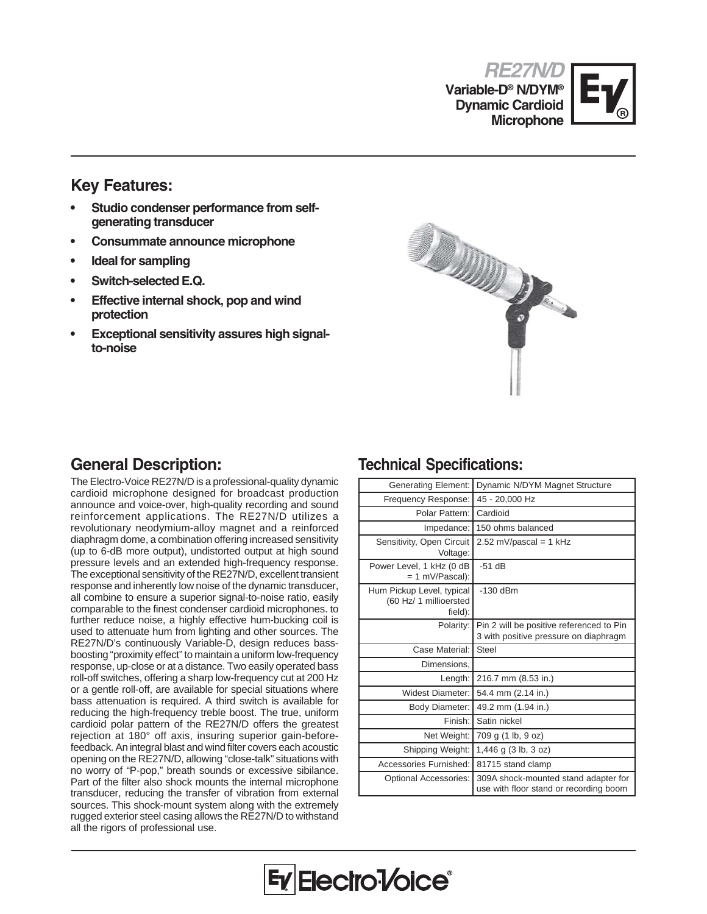# RE27N/D

**Variable-D® N/DYM® Dynamic Cardioid Microphone**

## Key Features:

- **Studio condenser performance from self-generating transducer**
- **Consummate announce microphone**
- **Ideal for sampling**
- **Switch-selected E.Q.**
- **Effective internal shock, pop and wind protection**
- **Exceptional sensitivity assures high signal-to-noise**

## General Description:

The Electro-Voice RE27N/D is a professional-quality dynamic cardioid microphone designed for broadcast production announce and voice-over, high-quality recording and sound reinforcement applications. The RE27N/D utilizes a revolutionary neodymium-alloy magnet and a reinforced diaphragm dome, a combination offering increased sensitivity (up to 6-dB more output), undistorted output at high sound pressure levels and an extended high-frequency response. The exceptional sensitivity of the RE27N/D, excellent transient response and inherently low noise of the dynamic transducer, all combine to ensure a superior signal-to-noise ratio, easily comparable to the finest condenser cardioid microphones. to further reduce noise, a highly effective hum-bucking coil is used to attenuate hum from lighting and other sources. The RE27N/D's continuously Variable-D, design reduces bass-boosting "proximity effect" to maintain a uniform low-frequency response, up-close or at a distance. Two easily operated bass roll-off switches, offering a sharp low-frequency cut at 200 Hz or a gentle roll-off, are available for special situations where bass attenuation is required. A third switch is available for reducing the high-frequency treble boost. The true, uniform cardioid polar pattern of the RE27N/D offers the greatest rejection at 180° off axis, insuring superior gain-before-feedback. An integral blast and wind filter covers each acoustic opening on the RE27N/D, allowing "close-talk" situations with no worry of "P-pop," breath sounds or excessive sibilance. Part of the filter also shock mounts the internal microphone transducer, reducing the transfer of vibration from external sources. This shock-mount system along with the extremely rugged exterior steel casing allows the RE27N/D to withstand all the rigors of professional use.

## Technical Specifications:

| | |
|---|---|
| Generating Element: | Dynamic N/DYM Magnet Structure |
| Frequency Response: | 45 - 20,000 Hz |
| Polar Pattern: | Cardioid |
| Impedance: | 150 ohms balanced |
| Sensitivity, Open Circuit Voltage: | 2.52 mV/pascal = 1 kHz |
| Power Level, 1 kHz (0 dB = 1 mV/Pascal): | -51 dB |
| Hum Pickup Level, typical (60 Hz/ 1 millioersted field): | -130 dBm |
| Polarity: | Pin 2 will be positive referenced to Pin 3 with positive pressure on diaphragm |
| Case Material: | Steel |
| Dimensions, | |
| Length: | 216.7 mm (8.53 in.) |
| Widest Diameter: | 54.4 mm (2.14 in.) |
| Body Diameter: | 49.2 mm (1.94 in.) |
| Finish: | Satin nickel |
| Net Weight: | 709 g (1 lb, 9 oz) |
| Shipping Weight: | 1,446 g (3 lb, 3 oz) |
| Accessories Furnished: | 81715 stand clamp |
| Optional Accessories: | 309A shock-mounted stand adapter for use with floor stand or recording boom |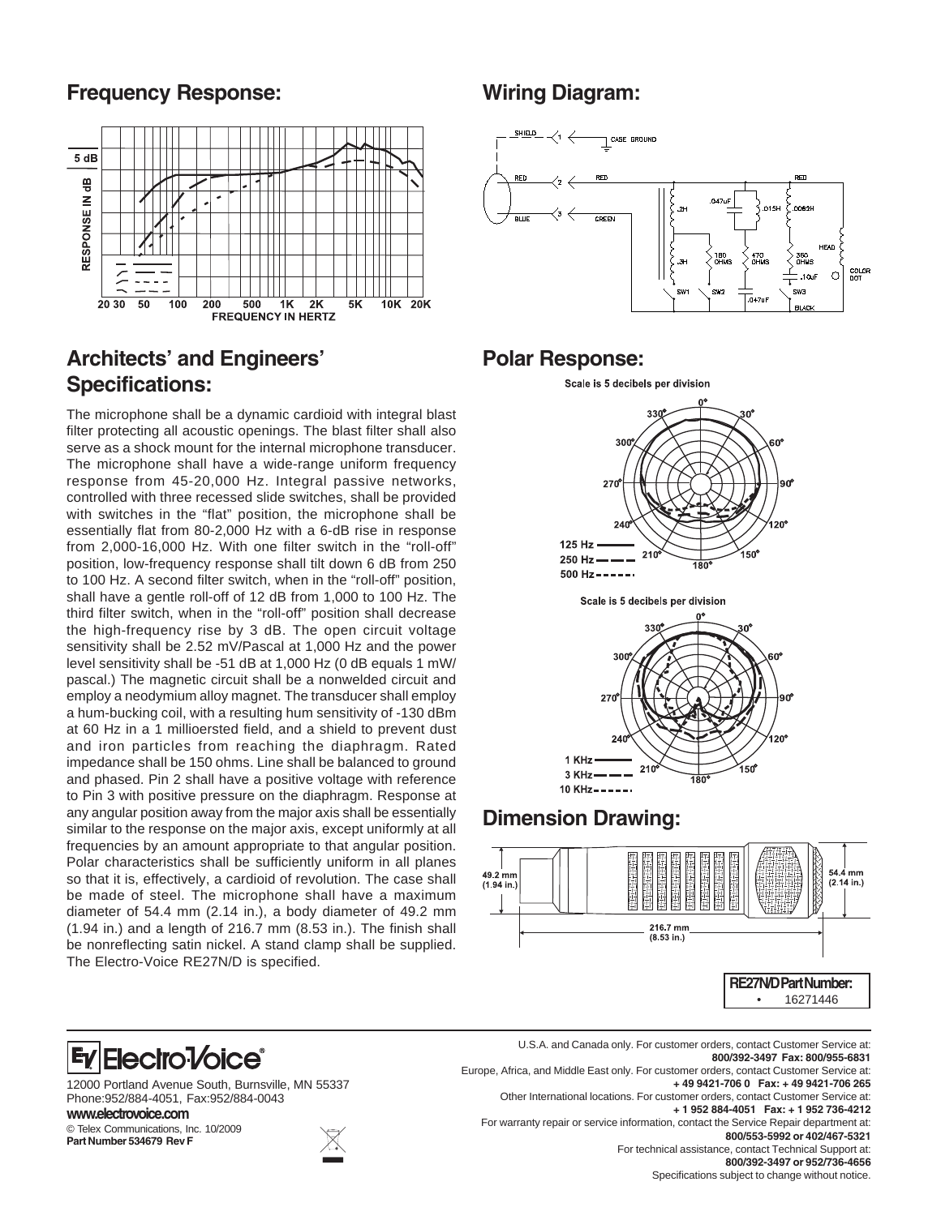## Frequency Response:

5 dB

RESPONSE IN dB

20 30 50 100 200 500 1K 2K 5K 10K 20K

FREQUENCY IN HERTZ

## Wiring Diagram:

SHIELD 1 CASE GROUND

RED 2 RED RED

BLUE 3 GREEN

.2H .047uF .015H .0062H

.3H 180 OHMS 470 OHMS 350 OHMS HEAD COLOR DOT

.10uF

SW1 SW2 .047uF SW3 BLACK

## Architects' and Engineers' Specifications:

The microphone shall be a dynamic cardioid with integral blast filter protecting all acoustic openings. The blast filter shall also serve as a shock mount for the internal microphone transducer. The microphone shall have a wide-range uniform frequency response from 45-20,000 Hz. Integral passive networks, controlled with three recessed slide switches, shall be provided with switches in the "flat" position, the microphone shall be essentially flat from 80-2,000 Hz with a 6-dB rise in response from 2,000-16,000 Hz. With one filter switch in the "roll-off" position, low-frequency response shall tilt down 6 dB from 250 to 100 Hz. A second filter switch, when in the "roll-off" position, shall have a gentle roll-off of 12 dB from 1,000 to 100 Hz. The third filter switch, when in the "roll-off" position shall decrease the high-frequency rise by 3 dB. The open circuit voltage sensitivity shall be 2.52 mV/Pascal at 1,000 Hz and the power level sensitivity shall be -51 dB at 1,000 Hz (0 dB equals 1 mW/pascal.) The magnetic circuit shall be a nonwelded circuit and employ a neodymium alloy magnet. The transducer shall employ a hum-bucking coil, with a resulting hum sensitivity of -130 dBm at 60 Hz in a 1 millioersted field, and a shield to prevent dust and iron particles from reaching the diaphragm. Rated impedance shall be 150 ohms. Line shall be balanced to ground and phased. Pin 2 shall have a positive voltage with reference to Pin 3 with positive pressure on the diaphragm. Response at any angular position away from the major axis shall be essentially similar to the response on the major axis, except uniformly at all frequencies by an amount appropriate to that angular position. Polar characteristics shall be sufficiently uniform in all planes so that it is, effectively, a cardioid of revolution. The case shall be made of steel. The microphone shall have a maximum diameter of 54.4 mm (2.14 in.), a body diameter of 49.2 mm (1.94 in.) and a length of 216.7 mm (8.53 in.). The finish shall be nonreflecting satin nickel. A stand clamp shall be supplied. The Electro-Voice RE27N/D is specified.

## Polar Response:

Scale is 5 decibels per division

0° 30° 60° 90° 120° 150° 180° 210° 240° 270° 300° 330°

125 Hz
250 Hz
500 Hz

Scale is 5 decibels per division

0° 30° 60° 90° 120° 150° 180° 210° 240° 270° 300° 330°

1 KHz
3 KHz
10 KHz

## Dimension Drawing:

49.2 mm (1.94 in.)

54.4 mm (2.14 in.)

216.7 mm (8.53 in.)

**RE27N/D Part Number:**
- 16271446

**Electro-Voice®**

12000 Portland Avenue South, Burnsville, MN 55337
Phone:952/884-4051, Fax:952/884-0043

**www.electrovoice.com**

© Telex Communications, Inc. 10/2009
**Part Number 534679 Rev F**

U.S.A. and Canada only. For customer orders, contact Customer Service at:
**800/392-3497 Fax: 800/955-6831**

Europe, Africa, and Middle East only. For customer orders, contact Customer Service at:
**+ 49 9421-706 0 Fax: + 49 9421-706 265**

Other International locations. For customer orders, contact Customer Service at:
**+ 1 952 884-4051 Fax: + 1 952 736-4212**

For warranty repair or service information, contact the Service Repair department at:
**800/553-5992 or 402/467-5321**

For technical assistance, contact Technical Support at:
**800/392-3497 or 952/736-4656**

Specifications subject to change without notice.